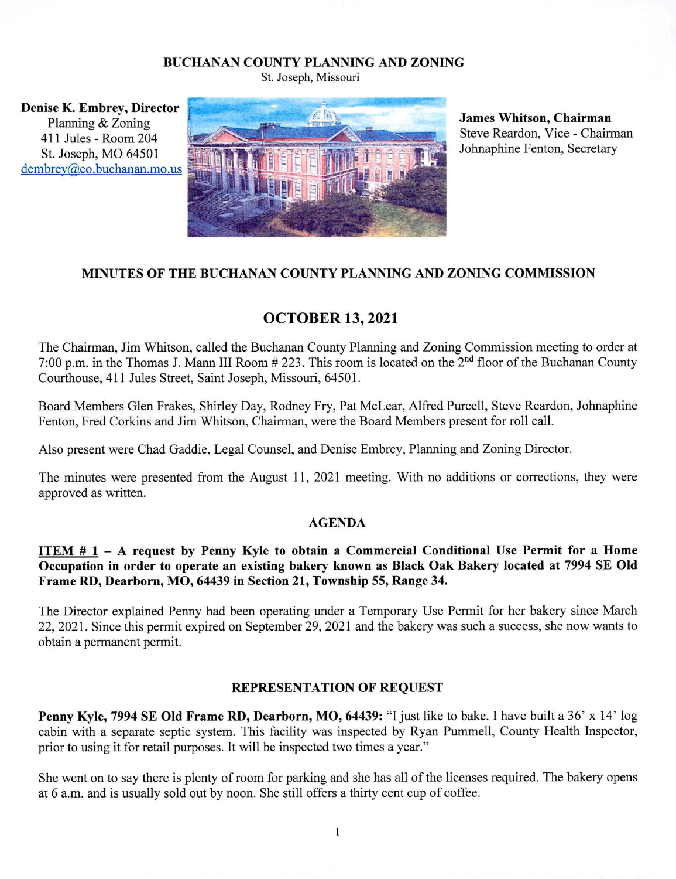# BUCHANAN COUNTY PLANNING AND ZONING

St. Joseph, Missouri

**Denise K. Embrey, Director**
Planning & Zoning
411 Jules - Room 204
St. Joseph, MO 64501
dembrey@co.buchanan.mo.us

**James Whitson, Chairman**
Steve Reardon, Vice - Chairman
Johnaphine Fenton, Secretary

## MINUTES OF THE BUCHANAN COUNTY PLANNING AND ZONING COMMISSION

## OCTOBER 13, 2021

The Chairman, Jim Whitson, called the Buchanan County Planning and Zoning Commission meeting to order at 7:00 p.m. in the Thomas J. Mann III Room # 223. This room is located on the 2nd floor of the Buchanan County Courthouse, 411 Jules Street, Saint Joseph # Missouri, 64501.

Board Members Glen Frakes, Shirley Day, Rodney Fry, Pat McLear, Alfred Purcell, Steve Reardon, Johnaphine Fenton, Fred Corkins and Jim Whitson, Chairman, were the Board Members present for roll call.

Also present were Chad Gaddie, Legal Counsel, and Denise Embrey, Planning and Zoning Director.

The minutes were presented from the August 11, 2021 meeting. With no additions or corrections, they were approved as written.

### AGENDA

**ITEM # 1 – A request by Penny Kyle to obtain a Commercial Conditional Use Permit for a Home Occupation in order to operate an existing bakery known as Black Oak Bakery located at 7994 SE Old Frame RD, Dearborn, MO, 64439 in Section 21, Township 55, Range 34.**

The Director explained Penny had been operating under a Temporary Use Permit for her bakery since March 22, 2021. Since this permit expired on September 29, 2021 and the bakery was such a success, she now wants to obtain a permanent permit.

### REPRESENTATION OF REQUEST

**Penny Kyle, 7994 SE Old Frame RD, Dearborn, MO, 64439:** "I just like to bake. I have built a 36' x 14' log cabin with a separate septic system. This facility was inspected by Ryan Pummell, County Health Inspector, prior to using it for retail purposes. It will be inspected two times a year."

She went on to say there is plenty of room for parking and she has all of the licenses required. The bakery opens at 6 a.m. and is usually sold out by noon. She still offers a thirty cent cup of coffee.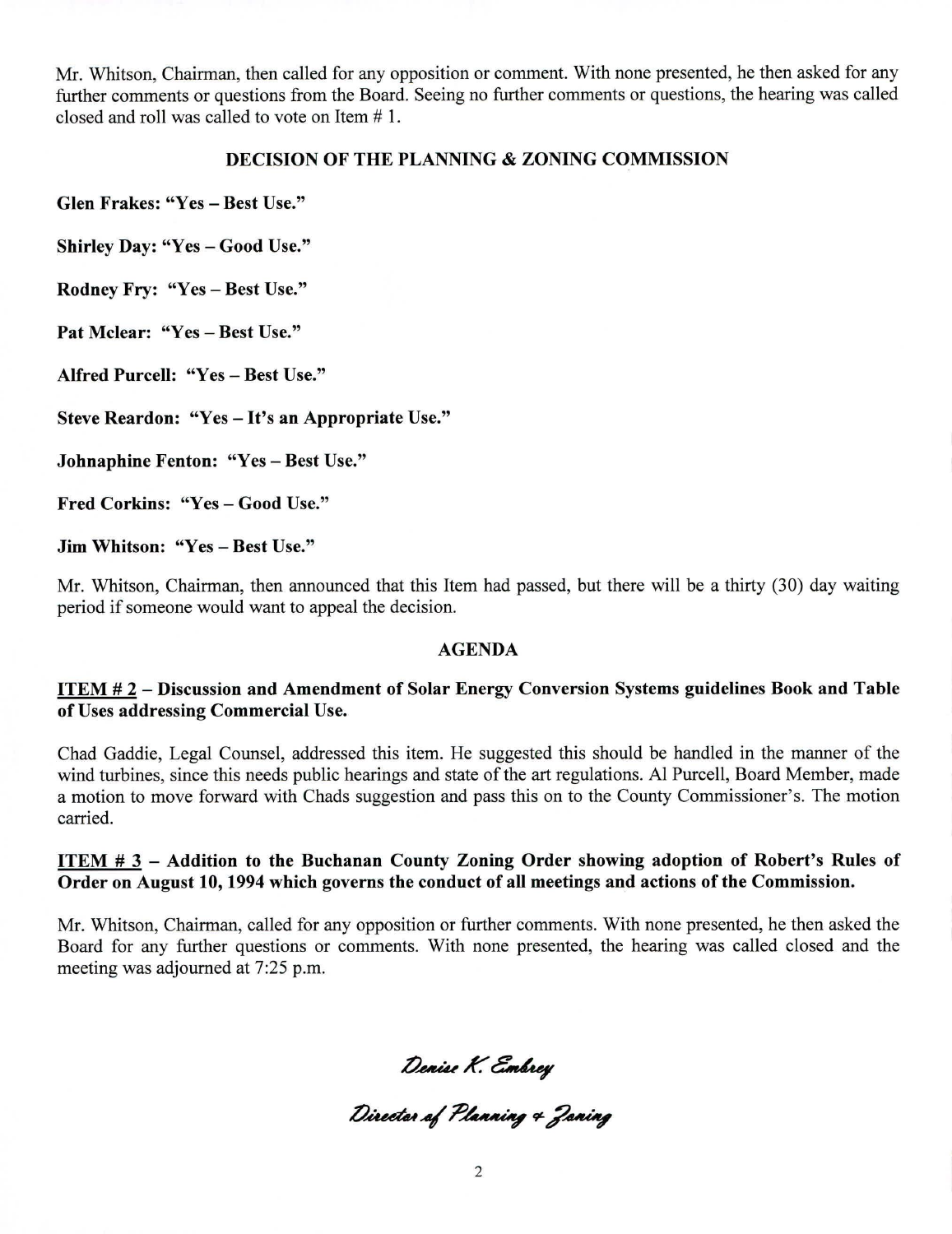Mr. Whitson, Chairman, then called for any opposition or comment. With none presented, he then asked for any further comments or questions from the Board. Seeing no further comments or questions, the hearing was called closed and roll was called to vote on Item # 1.

## DECISION OF THE PLANNING & ZONING COMMISSION

**Glen Frakes: "Yes – Best Use."**

**Shirley Day: "Yes – Good Use."**

**Rodney Fry: "Yes – Best Use."**

**Pat Mclear: "Yes – Best Use."**

**Alfred Purcell: "Yes – Best Use."**

**Steve Reardon: "Yes – It's an Appropriate Use."**

**Johnaphine Fenton: "Yes – Best Use."**

**Fred Corkins: "Yes – Good Use."**

**Jim Whitson: "Yes – Best Use."**

Mr. Whitson, Chairman, then announced that this Item had passed, but there will be a thirty (30) day waiting period if someone would want to appeal the decision.

## AGENDA

**ITEM # 2 – Discussion and Amendment of Solar Energy Conversion Systems guidelines Book and Table of Uses addressing Commercial Use.**

Chad Gaddie, Legal Counsel, addressed this item. He suggested this should be handled in the manner of the wind turbines, since this needs public hearings and state of the art regulations. Al Purcell, Board Member, made a motion to move forward with Chads suggestion and pass this on to the County Commissioner's. The motion carried.

**ITEM # 3 – Addition to the Buchanan County Zoning Order showing adoption of Robert's Rules of Order on August 10, 1994 which governs the conduct of all meetings and actions of the Commission.**

Mr. Whitson, Chairman, called for any opposition or further comments. With none presented, he then asked the Board for any further questions or comments. With none presented, the hearing was called closed and the meeting was adjourned at 7:25 p.m.

*Denise K. Embrey*

*Director of Planning & Zoning*